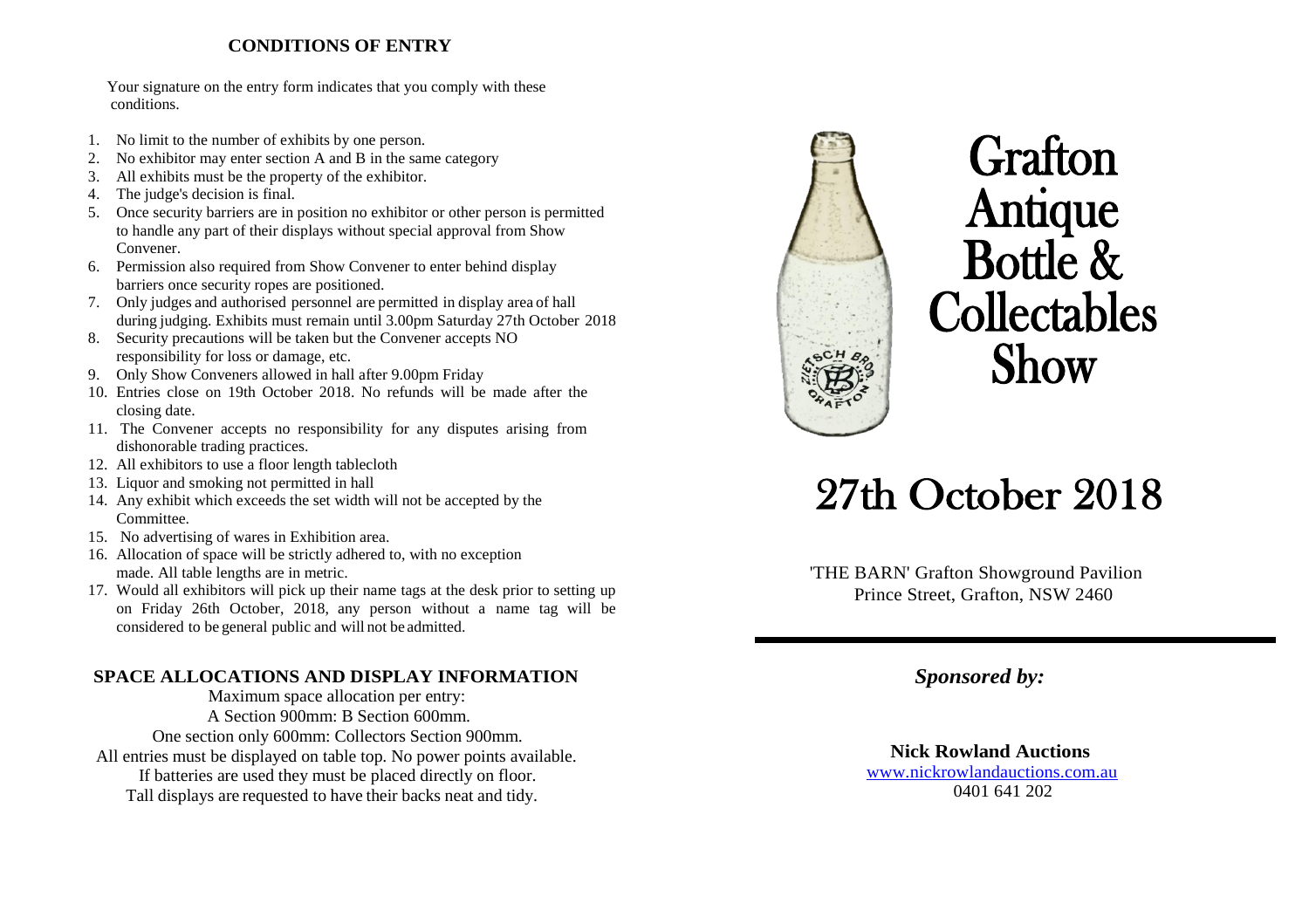## CONDITIONS OF ENTRY

Your signature on the entry form indicates that you comply with these conditions.

1. No limit to the number of exhibits by one person.
2. No exhibitor may enter section A and B in the same category
3. All exhibits must be the property of the exhibitor.
4. The judge's decision is final.
5. Once security barriers are in position no exhibitor or other person is permitted to handle any part of their displays without special approval from Show Convener.
6. Permission also required from Show Convener to enter behind display barriers once security ropes are positioned.
7. Only judges and authorised personnel are permitted in display area of hall during judging. Exhibits must remain until 3.00pm Saturday 27th October 2018
8. Security precautions will be taken but the Convener accepts NO responsibility for loss or damage, etc.
9. Only Show Conveners allowed in hall after 9.00pm Friday
10. Entries close on 19th October 2018. No refunds will be made after the closing date.
11. The Convener accepts no responsibility for any disputes arising from dishonorable trading practices.
12. All exhibitors to use a floor length tablecloth
13. Liquor and smoking not permitted in hall
14. Any exhibit which exceeds the set width will not be accepted by the Committee.
15. No advertising of wares in Exhibition area.
16. Allocation of space will be strictly adhered to, with no exception made. All table lengths are in metric.
17. Would all exhibitors will pick up their name tags at the desk prior to setting up on Friday 26th October, 2018, any person without a name tag will be considered to be general public and will not be admitted.

## SPACE ALLOCATIONS AND DISPLAY INFORMATION

Maximum space allocation per entry:
A Section 900mm: B Section 600mm.
One section only 600mm: Collectors Section 900mm.
All entries must be displayed on table top. No power points available.
If batteries are used they must be placed directly on floor.
Tall displays are requested to have their backs neat and tidy.

# Grafton Antique Bottle & Collectables Show

# 27th October 2018

'THE BARN' Grafton Showground Pavilion
Prince Street, Grafton, NSW 2460

***Sponsored by:***

**Nick Rowland Auctions**
www.nickrowlandauctions.com.au
0401 641 202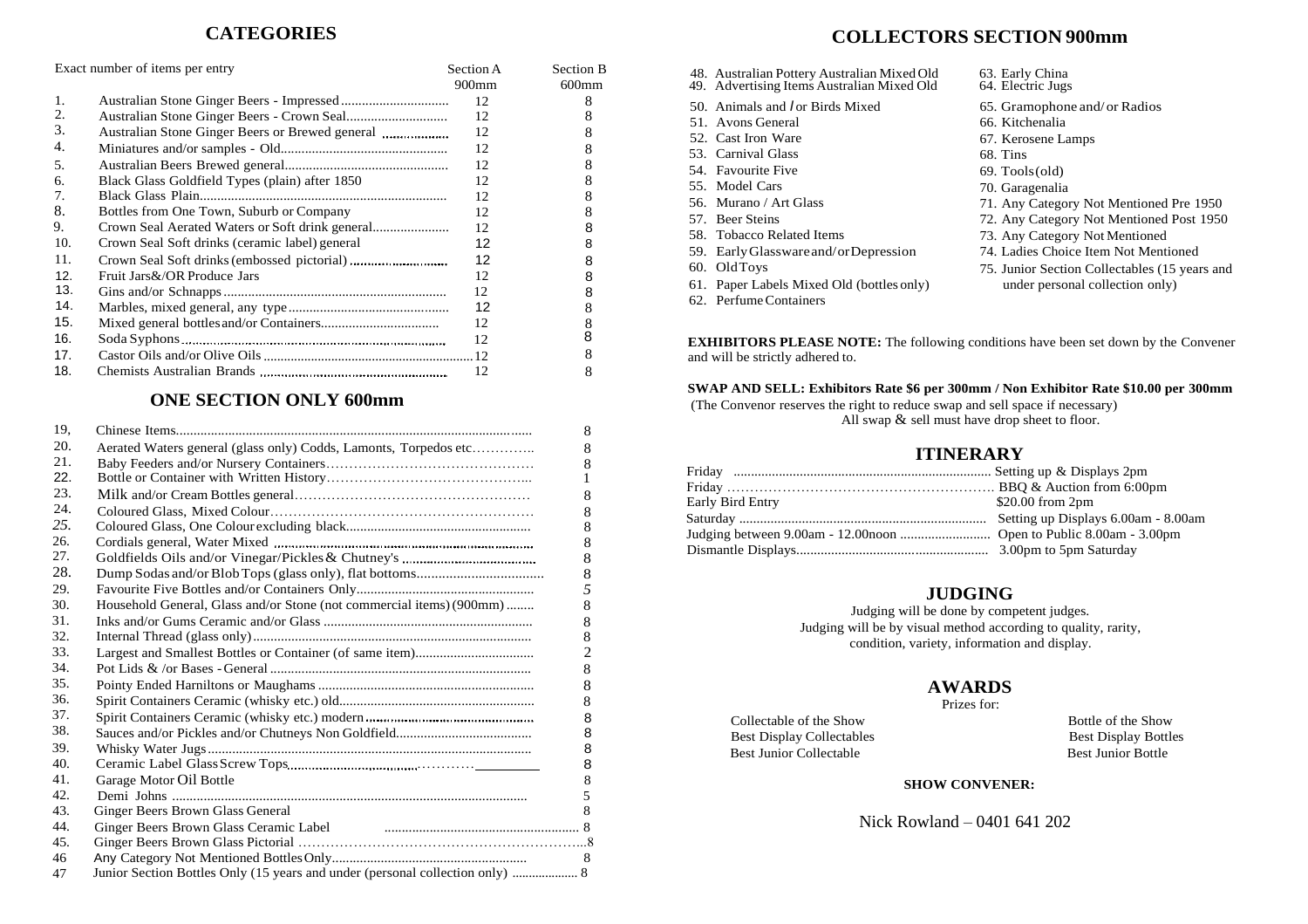## CATEGORIES

| Exact number of items per entry | | Section A 900mm | Section B 600mm |
|---|---|---|---|
| 1. | Australian Stone Ginger Beers - Impressed | 12 | 8 |
| 2. | Australian Stone Ginger Beers - Crown Seal | 12 | 8 |
| 3. | Australian Stone Ginger Beers or Brewed general | 12 | 8 |
| 4. | Miniatures and/or samples - Old | 12 | 8 |
| 5. | Australian Beers Brewed general | 12 | 8 |
| 6. | Black Glass Goldfield Types (plain) after 1850 | 12 | 8 |
| 7. | Black Glass Plain | 12 | 8 |
| 8. | Bottles from One Town, Suburb or Company | 12 | 8 |
| 9. | Crown Seal Aerated Waters or Soft drink general | 12 | 8 |
| 10. | Crown Seal Soft drinks (ceramic label) general | 12 | 8 |
| 11. | Crown Seal Soft drinks (embossed pictorial) | 12 | 8 |
| 12. | Fruit Jars&/OR Produce Jars | 12 | 8 |
| 13. | Gins and/or Schnapps | 12 | 8 |
| 14. | Marbles, mixed general, any type | 12 | 8 |
| 15. | Mixed general bottles and/or Containers | 12 | 8 |
| 16. | Soda Syphons | 12 | 8 |
| 17. | Castor Oils and/or Olive Oils | 12 | 8 |
| 18. | Chemists Australian Brands | 12 | 8 |

## ONE SECTION ONLY 600mm

| | | |
|---|---|---|
| 19, | Chinese Items | 8 |
| 20. | Aerated Waters general (glass only) Codds, Lamonts, Torpedos etc | 8 |
| 21. | Baby Feeders and/or Nursery Containers | 8 |
| 22. | Bottle or Container with Written History | 1 |
| 23. | Milk and/or Cream Bottles general | 8 |
| 24. | Coloured Glass, Mixed Colour | 8 |
| 25. | Coloured Glass, One Colour excluding black | 8 |
| 26. | Cordials general, Water Mixed | 8 |
| 27. | Goldfields Oils and/or Vinegar/Pickles & Chutney's | 8 |
| 28. | Dump Sodas and/or Blob Tops (glass only), flat bottoms | 8 |
| 29. | Favourite Five Bottles and/or Containers Only | 5 |
| 30. | Household General, Glass and/or Stone (not commercial items) (900mm) | 8 |
| 31. | Inks and/or Gums Ceramic and/or Glass | 8 |
| 32. | Internal Thread (glass only) | 8 |
| 33. | Largest and Smallest Bottles or Container (of same item) | 2 |
| 34. | Pot Lids & /or Bases - General | 8 |
| 35. | Pointy Ended Harniltons or Maughams | 8 |
| 36. | Spirit Containers Ceramic (whisky etc.) old | 8 |
| 37. | Spirit Containers Ceramic (whisky etc.) modern | 8 |
| 38. | Sauces and/or Pickles and/or Chutneys Non Goldfield | 8 |
| 39. | Whisky Water Jugs | 8 |
| 40. | Ceramic Label Glass Screw Tops | 8 |
| 41. | Garage Motor Oil Bottle | 8 |
| 42. | Demi Johns | 5 |
| 43. | Ginger Beers Brown Glass General | 8 |
| 44. | Ginger Beers Brown Glass Ceramic Label | 8 |
| 45. | Ginger Beers Brown Glass Pictorial | 8 |
| 46 | Any Category Not Mentioned Bottles Only | 8 |
| 47 | Junior Section Bottles Only (15 years and under (personal collection only) | 8 |

## COLLECTORS SECTION 900mm

48. Australian Pottery Australian Mixed Old
49. Advertising Items Australian Mixed Old
50. Animals and / or Birds Mixed
51. Avons General
52. Cast Iron Ware
53. Carnival Glass
54. Favourite Five
55. Model Cars
56. Murano / Art Glass
57. Beer Steins
58. Tobacco Related Items
59. Early Glassware and/or Depression
60. Old Toys
61. Paper Labels Mixed Old (bottles only)
62. Perfume Containers
63. Early China
64. Electric Jugs
65. Gramophone and/ or Radios
66. Kitchenalia
67. Kerosene Lamps
68. Tins
69. Tools (old)
70. Garagenalia
71. Any Category Not Mentioned Pre 1950
72. Any Category Not Mentioned Post 1950
73. Any Category Not Mentioned
74. Ladies Choice Item Not Mentioned
75. Junior Section Collectables (15 years and under personal collection only)

**EXHIBITORS PLEASE NOTE:** The following conditions have been set down by the Convener and will be strictly adhered to.

**SWAP AND SELL: Exhibitors Rate $6 per 300mm / Non Exhibitor Rate $10.00 per 300mm**
(The Convenor reserves the right to reduce swap and sell space if necessary)
All swap & sell must have drop sheet to floor.

## ITINERARY

| | |
|---|---|
| Friday | Setting up & Displays 2pm |
| Friday | BBQ & Auction from 6:00pm |
| Early Bird Entry | $20.00 from 2pm |
| Saturday | Setting up Displays 6.00am - 8.00am |
| Judging between 9.00am - 12.00noon | Open to Public 8.00am - 3.00pm |
| Dismantle Displays | 3.00pm to 5pm Saturday |

## JUDGING

Judging will be done by competent judges.
Judging will be by visual method according to quality, rarity, condition, variety, information and display.

## AWARDS

Prizes for:

| | |
|---|---|
| Collectable of the Show | Bottle of the Show |
| Best Display Collectables | Best Display Bottles |
| Best Junior Collectable | Best Junior Bottle |

**SHOW CONVENER:**

Nick Rowland – 0401 641 202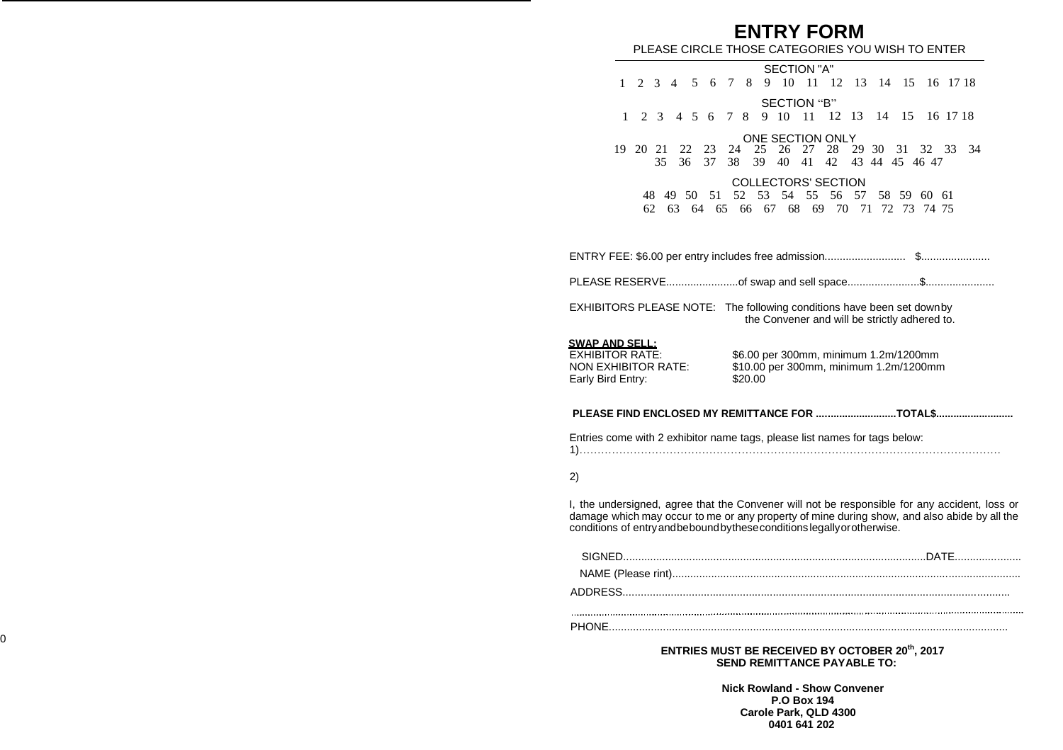# ENTRY FORM

PLEASE CIRCLE THOSE CATEGORIES YOU WISH TO ENTER

SECTION "A"

1 2 3 4 5 6 7 8 9 10 11 12 13 14 15 16 17 18

SECTION "B"

1 2 3 4 5 6 7 8 9 10 11 12 13 14 15 16 17 18

ONE SECTION ONLY

19 20 21 22 23 24 25 26 27 28 29 30 31 32 33 34
35 36 37 38 39 40 41 42 43 44 45 46 47

COLLECTORS' SECTION

48 49 50 51 52 53 54 55 56 57 58 59 60 61
62 63 64 65 66 67 68 69 70 71 72 73 74 75

ENTRY FEE: $6.00 per entry includes free admission.......................... $......................

PLEASE RESERVE........................of swap and sell space........................$......................

EXHIBITORS PLEASE NOTE: The following conditions have been set down by the Convener and will be strictly adhered to.

**SWAP AND SELL:**

| | |
|---|---|
| EXHIBITOR RATE: | $6.00 per 300mm, minimum 1.2m/1200mm |
| NON EXHIBITOR RATE: | $10.00 per 300mm, minimum 1.2m/1200mm |
| Early Bird Entry: | $20.00 |

**PLEASE FIND ENCLOSED MY REMITTANCE FOR ...........................TOTAL$..........................**

Entries come with 2 exhibitor name tags, please list names for tags below:

1)……………………………………………………………………………………………………

2)

I, the undersigned, agree that the Convener will not be responsible for any accident, loss or damage which may occur to me or any property of mine during show, and also abide by all the conditions of entry and be bound by these conditions legally or otherwise.

SIGNED...................................................................................................DATE......................

NAME (Please rint)..................................................................................................................

ADDRESS...............................................................................................................................

..........................................................................................................................................

PHONE...................................................................................................................................

**ENTRIES MUST BE RECEIVED BY OCTOBER 20th, 2017**
**SEND REMITTANCE PAYABLE TO:**

**Nick Rowland - Show Convener**
**P.O Box 194**
**Carole Park, QLD 4300**
**0401 641 202**